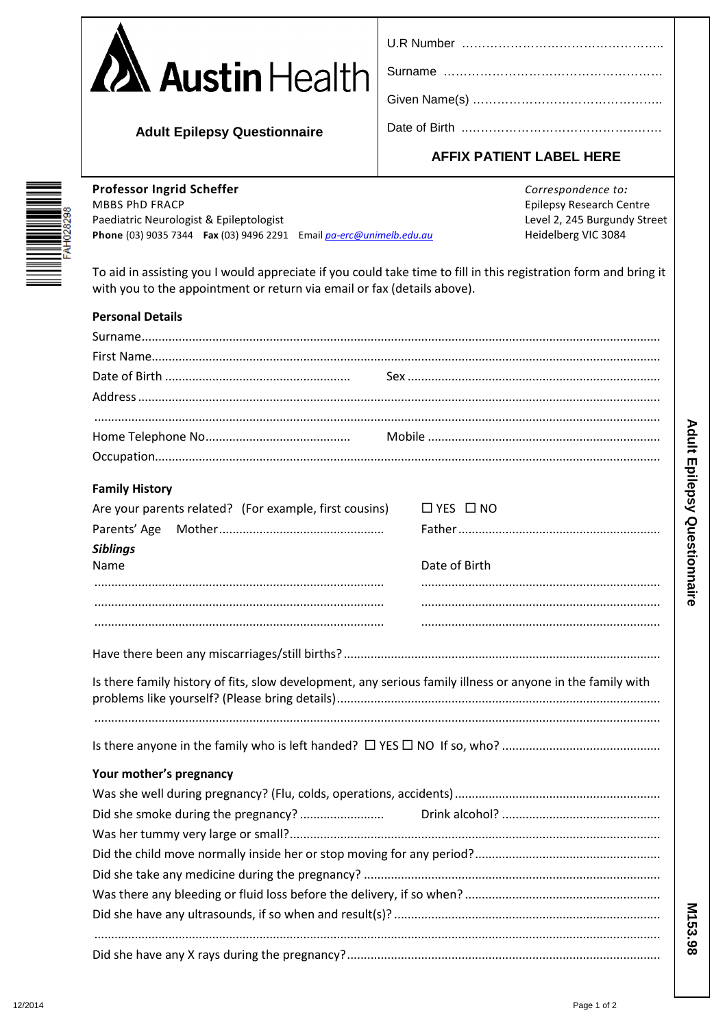# Austin Health

**Adult Epilepsy Questionnaire**

U.R Number ……………………………………………..

Surname ………………………………………………

Given Name(s) ………………………………………..

Date of Birth ………………………………………….

**AFFIX PATIENT LABEL HERE**

FAH028298

**Professor Ingrid Scheffer**
MBBS PhD FRACP
Paediatric Neurologist & Epileptologist
**Phone** (03) 9035 7344 **Fax** (03) 9496 2291 Email *pa-erc@unimelb.edu.au*

*Correspondence to:*
Epilepsy Research Centre
Level 2, 245 Burgundy Street
Heidelberg VIC 3084

To aid in assisting you I would appreciate if you could take time to fill in this registration form and bring it with you to the appointment or return via email or fax (details above).

## Personal Details

Surname…………………………………………………………………………………………

First Name………………………………………………………………………………………

Date of Birth ………………………………… Sex ……………………………………………

Address …………………………………………………………………………………………

…………………………………………………………………………………………………

Home Telephone No…………………………… Mobile ………………………………………

Occupation………………………………………………………………………………………

## Family History

Are your parents related? (For example, first cousins) ☐ YES ☐ NO

Parents' Age Mother………………………………… Father…………………………………

***Siblings***

| Name | Date of Birth |
|---|---|
| ……………………………………… | ……………………………………… |
| ……………………………………… | ……………………………………… |
| ……………………………………… | ……………………………………… |

Have there been any miscarriages/still births?……………………………………………………

Is there family history of fits, slow development, any serious family illness or anyone in the family with problems like yourself? (Please bring details)…………………………………………………

…………………………………………………………………………………………………

Is there anyone in the family who is left handed? ☐ YES ☐ NO If so, who? ……………………

## Your mother's pregnancy

Was she well during pregnancy? (Flu, colds, operations, accidents)………………………………

Did she smoke during the pregnancy? ……………………… Drink alcohol? ……………………

Was her tummy very large or small?……………………………………………………………

Did the child move normally inside her or stop moving for any period?…………………………

Did she take any medicine during the pregnancy? ………………………………………………

Was there any bleeding or fluid loss before the delivery, if so when? ……………………………

Did she have any ultrasounds, if so when and result(s)? …………………………………………

…………………………………………………………………………………………………

Did she have any X rays during the pregnancy?…………………………………………………

Adult Epilepsy Questionnaire

M153.98

12/2014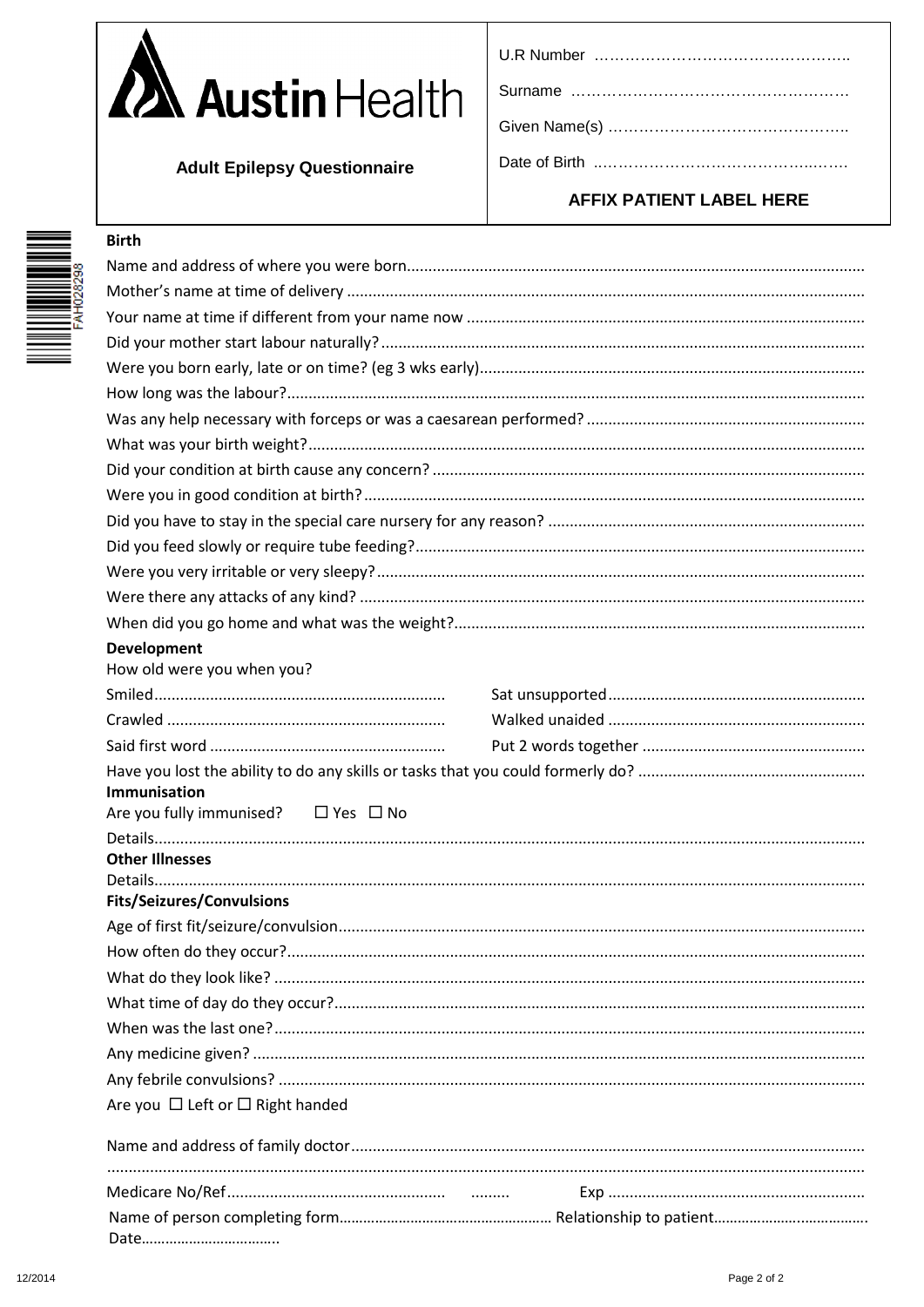# Austin Health

**Adult Epilepsy Questionnaire**

U.R Number ……………………………………………..

Surname ………………………………………………

Given Name(s) ………………………………………..

Date of Birth ………………………………………….

**AFFIX PATIENT LABEL HERE**

FAH028298

## Birth

Name and address of where you were born.......................................................................................................

Mother's name at time of delivery .......................................................................................................

Your name at time if different from your name now .......................................................................................................

Did your mother start labour naturally?.......................................................................................................

Were you born early, late or on time? (eg 3 wks early).......................................................................................................

How long was the labour?.......................................................................................................

Was any help necessary with forceps or was a caesarean performed? .......................................................................................................

What was your birth weight?.......................................................................................................

Did your condition at birth cause any concern? .......................................................................................................

Were you in good condition at birth?.......................................................................................................

Did you have to stay in the special care nursery for any reason? .......................................................................................................

Did you feed slowly or require tube feeding?.......................................................................................................

Were you very irritable or very sleepy?.......................................................................................................

Were there any attacks of any kind? .......................................................................................................

When did you go home and what was the weight?.......................................................................................................

## Development

How old were you when you?

Smiled................................................................... Sat unsupported...........................................................

Crawled ................................................................ Walked unaided ...........................................................

Said first word ...................................................... Put 2 words together ...................................................

Have you lost the ability to do any skills or tasks that you could formerly do? ....................................................

## Immunisation

Are you fully immunised? ☐ Yes ☐ No

Details.......................................................................................................

## Other Illnesses

Details.......................................................................................................

## Fits/Seizures/Convulsions

Age of first fit/seizure/convulsion.......................................................................................................

How often do they occur?.......................................................................................................

What do they look like? .......................................................................................................

What time of day do they occur?.......................................................................................................

When was the last one?.......................................................................................................

Any medicine given? .......................................................................................................

Any febrile convulsions? .......................................................................................................

Are you ☐ Left or ☐ Right handed

Name and address of family doctor.......................................................................................................

.......................................................................................................

Medicare No/Ref.................................................. ......... Exp ............................................................

Name of person completing form………………………………………………… Relationship to patient………………………………….

Date……………………………..

12/2014